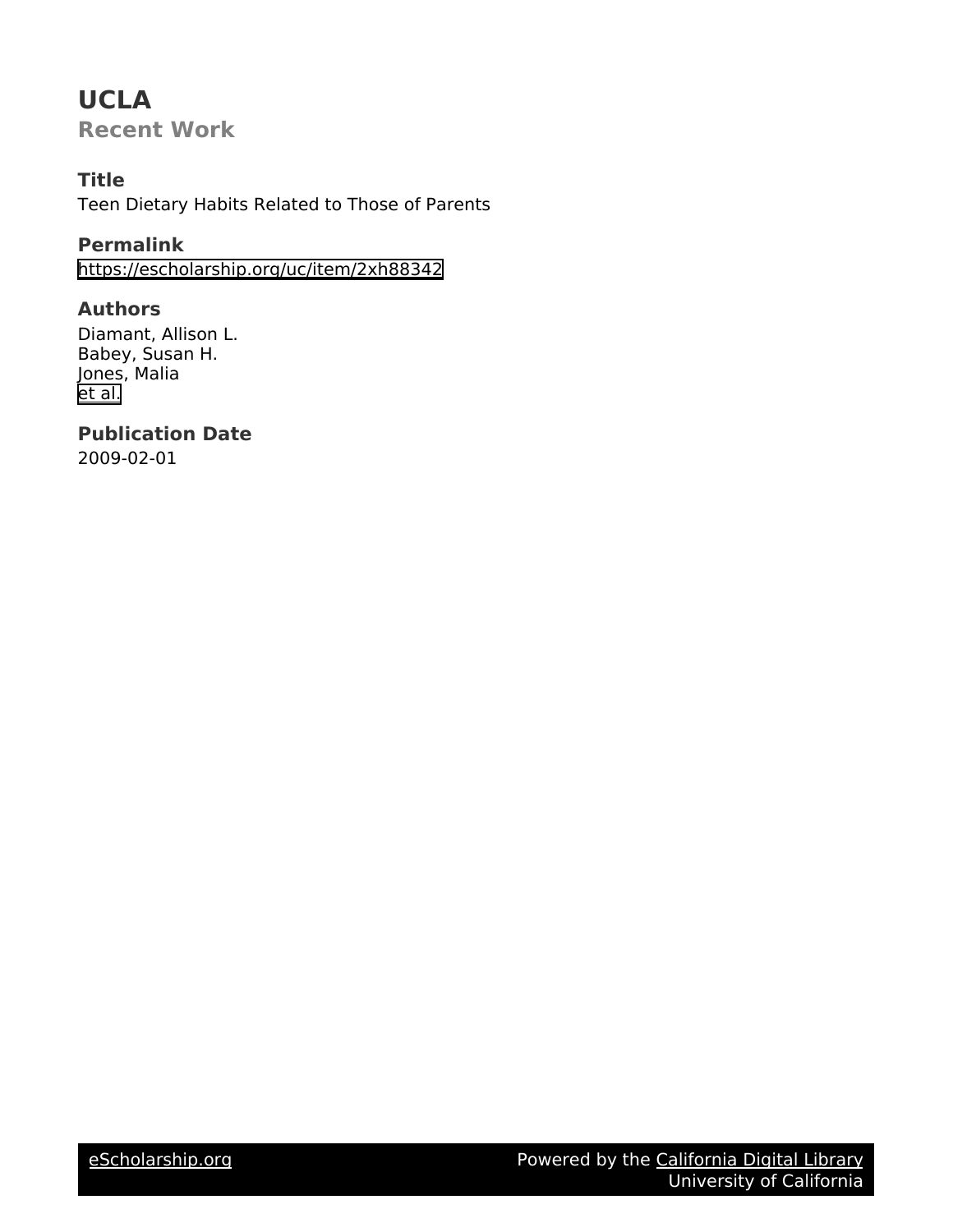# UCLA

## Recent Work

### Title

Teen Dietary Habits Related to Those of Parents

### Permalink

https://escholarship.org/uc/item/2xh88342

### Authors

Diamant, Allison L.
Babey, Susan H.
Jones, Malia
et al.

### Publication Date

2009-02-01

eScholarship.org Powered by the California Digital Library University of California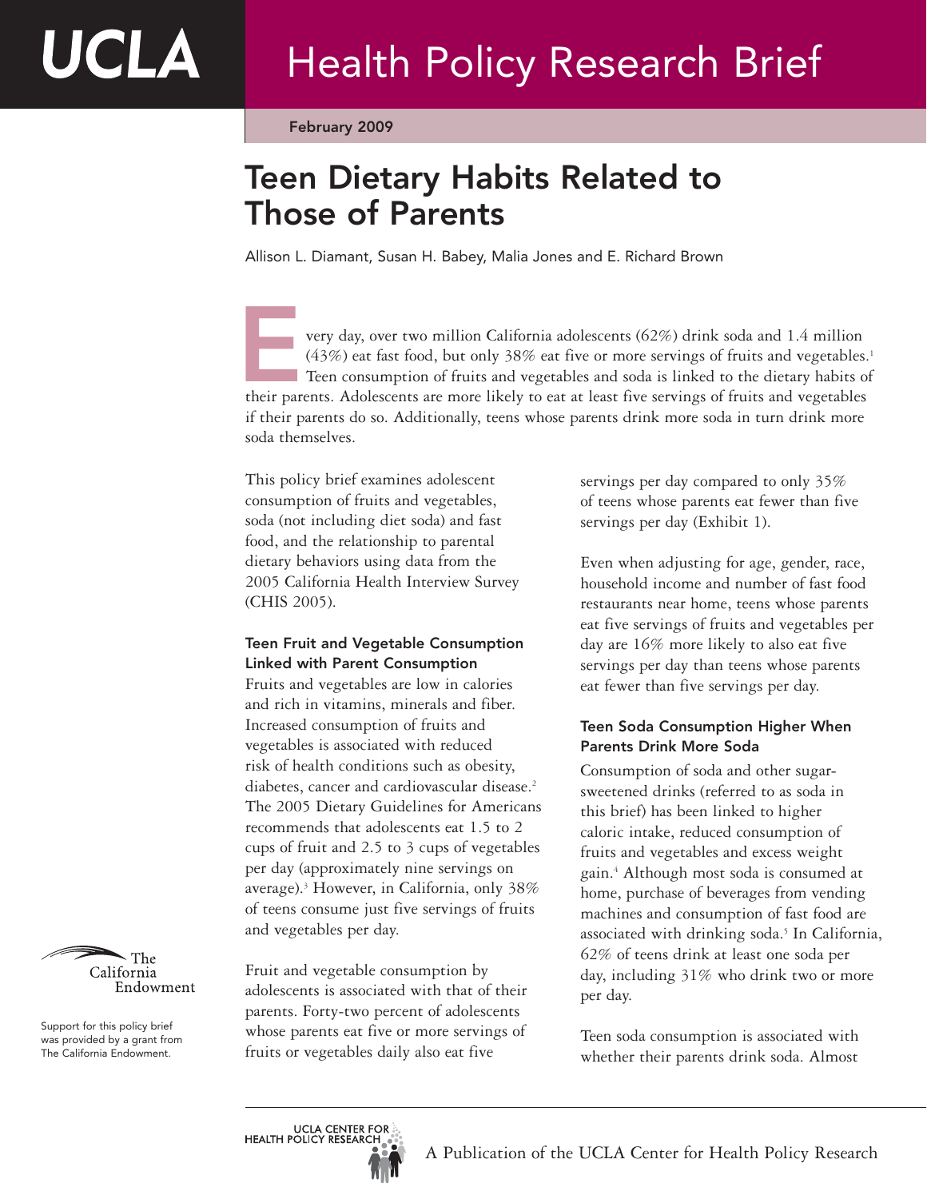# Teen Dietary Habits Related to Those of Parents

Allison L. Diamant, Susan H. Babey, Malia Jones and E. Richard Brown

February 2009

Every day, over two million California adolescents (62%) drink soda and 1.4 million (43%) eat fast food, but only 38% eat five or more servings of fruits and vegetables.[1] Teen consumption of fruits and vegetables and soda is linked to the dietary habits of their parents. Adolescents are more likely to eat at least five servings of fruits and vegetables if their parents do so. Additionally, teens whose parents drink more soda in turn drink more soda themselves.

This policy brief examines adolescent consumption of fruits and vegetables, soda (not including diet soda) and fast food, and the relationship to parental dietary behaviors using data from the 2005 California Health Interview Survey (CHIS 2005).

### Teen Fruit and Vegetable Consumption Linked with Parent Consumption

Fruits and vegetables are low in calories and rich in vitamins, minerals and fiber. Increased consumption of fruits and vegetables is associated with reduced risk of health conditions such as obesity, diabetes, cancer and cardiovascular disease.[2] The 2005 Dietary Guidelines for Americans recommends that adolescents eat 1.5 to 2 cups of fruit and 2.5 to 3 cups of vegetables per day (approximately nine servings on average).[3] However, in California, only 38% of teens consume just five servings of fruits and vegetables per day.

Fruit and vegetable consumption by adolescents is associated with that of their parents. Forty-two percent of adolescents whose parents eat five or more servings of fruits or vegetables daily also eat five servings per day compared to only 35% of teens whose parents eat fewer than five servings per day (Exhibit 1).

Even when adjusting for age, gender, race, household income and number of fast food restaurants near home, teens whose parents eat five servings of fruits and vegetables per day are 16% more likely to also eat five servings per day than teens whose parents eat fewer than five servings per day.

### Teen Soda Consumption Higher When Parents Drink More Soda

Consumption of soda and other sugar-sweetened drinks (referred to as soda in this brief) has been linked to higher caloric intake, reduced consumption of fruits and vegetables and excess weight gain.[4] Although most soda is consumed at home, purchase of beverages from vending machines and consumption of fast food are associated with drinking soda.[5] In California, 62% of teens drink at least one soda per day, including 31% who drink two or more per day.

Teen soda consumption is associated with whether their parents drink soda. Almost

Support for this policy brief was provided by a grant from The California Endowment.

A Publication of the UCLA Center for Health Policy Research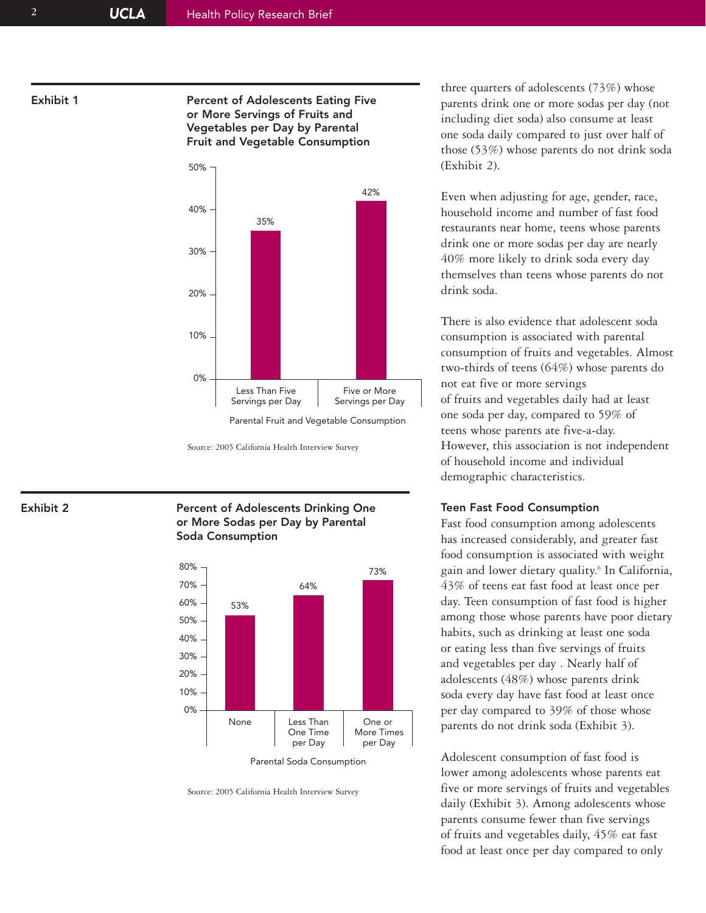**Exhibit 1**

**Percent of Adolescents Eating Five or More Servings of Fruits and Vegetables per Day by Parental Fruit and Vegetable Consumption**

| Parental Fruit and Vegetable Consumption | Percent |
|---|---|
| Less Than Five Servings per Day | 35% |
| Five or More Servings per Day | 42% |

Source: 2005 California Health Interview Survey

**Exhibit 2**

**Percent of Adolescents Drinking One or More Sodas per Day by Parental Soda Consumption**

| Parental Soda Consumption | Percent |
|---|---|
| None | 53% |
| Less Than One Time per Day | 64% |
| One or More Times per Day | 73% |

Source: 2005 California Health Interview Survey

three quarters of adolescents (73%) whose parents drink one or more sodas per day (not including diet soda) also consume at least one soda daily compared to just over half of those (53%) whose parents do not drink soda (Exhibit 2).

Even when adjusting for age, gender, race, household income and number of fast food restaurants near home, teens whose parents drink one or more sodas per day are nearly 40% more likely to drink soda every day themselves than teens whose parents do not drink soda.

There is also evidence that adolescent soda consumption is associated with parental consumption of fruits and vegetables. Almost two-thirds of teens (64%) whose parents do not eat five or more servings of fruits and vegetables daily had at least one soda per day, compared to 59% of teens whose parents ate five-a-day. However, this association is not independent of household income and individual demographic characteristics.

### Teen Fast Food Consumption

Fast food consumption among adolescents has increased considerably, and greater fast food consumption is associated with weight gain and lower dietary quality.[6] In California, 43% of teens eat fast food at least once per day. Teen consumption of fast food is higher among those whose parents have poor dietary habits, such as drinking at least one soda or eating less than five servings of fruits and vegetables per day . Nearly half of adolescents (48%) whose parents drink soda every day have fast food at least once per day compared to 39% of those whose parents do not drink soda (Exhibit 3).

Adolescent consumption of fast food is lower among adolescents whose parents eat five or more servings of fruits and vegetables daily (Exhibit 3). Among adolescents whose parents consume fewer than five servings of fruits and vegetables daily, 45% eat fast food at least once per day compared to only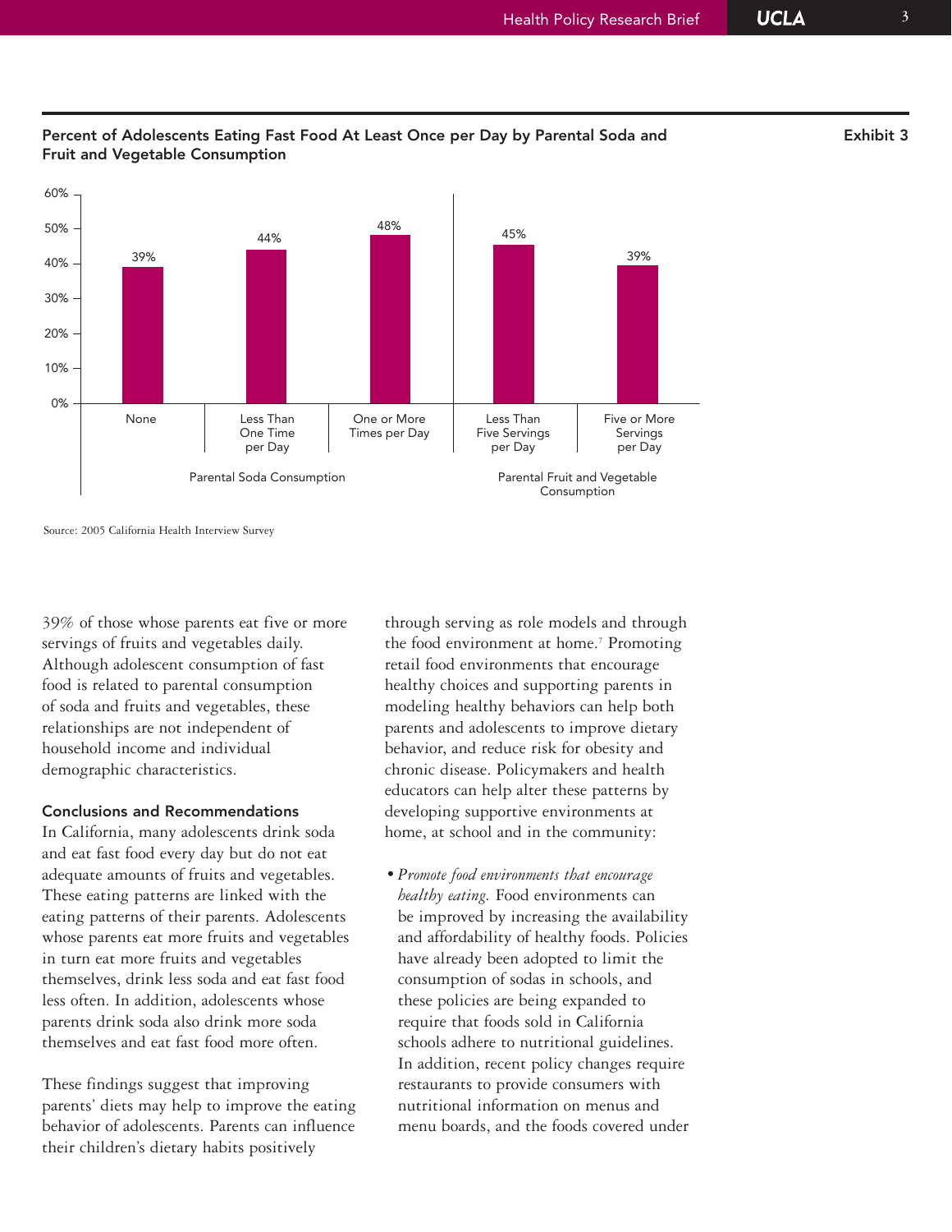**Percent of Adolescents Eating Fast Food At Least Once per Day by Parental Soda and Fruit and Vegetable Consumption** **Exhibit 3**

| Parental Soda Consumption | | | Parental Fruit and Vegetable Consumption | |
|---|---|---|---|---|
| None | Less Than One Time per Day | One or More Times per Day | Less Than Five Servings per Day | Five or More Servings per Day |
| 39% | 44% | 48% | 45% | 39% |

Source: 2005 California Health Interview Survey

39% of those whose parents eat five or more servings of fruits and vegetables daily. Although adolescent consumption of fast food is related to parental consumption of soda and fruits and vegetables, these relationships are not independent of household income and individual demographic characteristics.

## Conclusions and Recommendations

In California, many adolescents drink soda and eat fast food every day but do not eat adequate amounts of fruits and vegetables. These eating patterns are linked with the eating patterns of their parents. Adolescents whose parents eat more fruits and vegetables in turn eat more fruits and vegetables themselves, drink less soda and eat fast food less often. In addition, adolescents whose parents drink soda also drink more soda themselves and eat fast food more often.

These findings suggest that improving parents' diets may help to improve the eating behavior of adolescents. Parents can influence their children's dietary habits positively through serving as role models and through the food environment at home.[7] Promoting retail food environments that encourage healthy choices and supporting parents in modeling healthy behaviors can help both parents and adolescents to improve dietary behavior, and reduce risk for obesity and chronic disease. Policymakers and health educators can help alter these patterns by developing supportive environments at home, at school and in the community:

- *Promote food environments that encourage healthy eating.* Food environments can be improved by increasing the availability and affordability of healthy foods. Policies have already been adopted to limit the consumption of sodas in schools, and these policies are being expanded to require that foods sold in California schools adhere to nutritional guidelines. In addition, recent policy changes require restaurants to provide consumers with nutritional information on menus and menu boards, and the foods covered under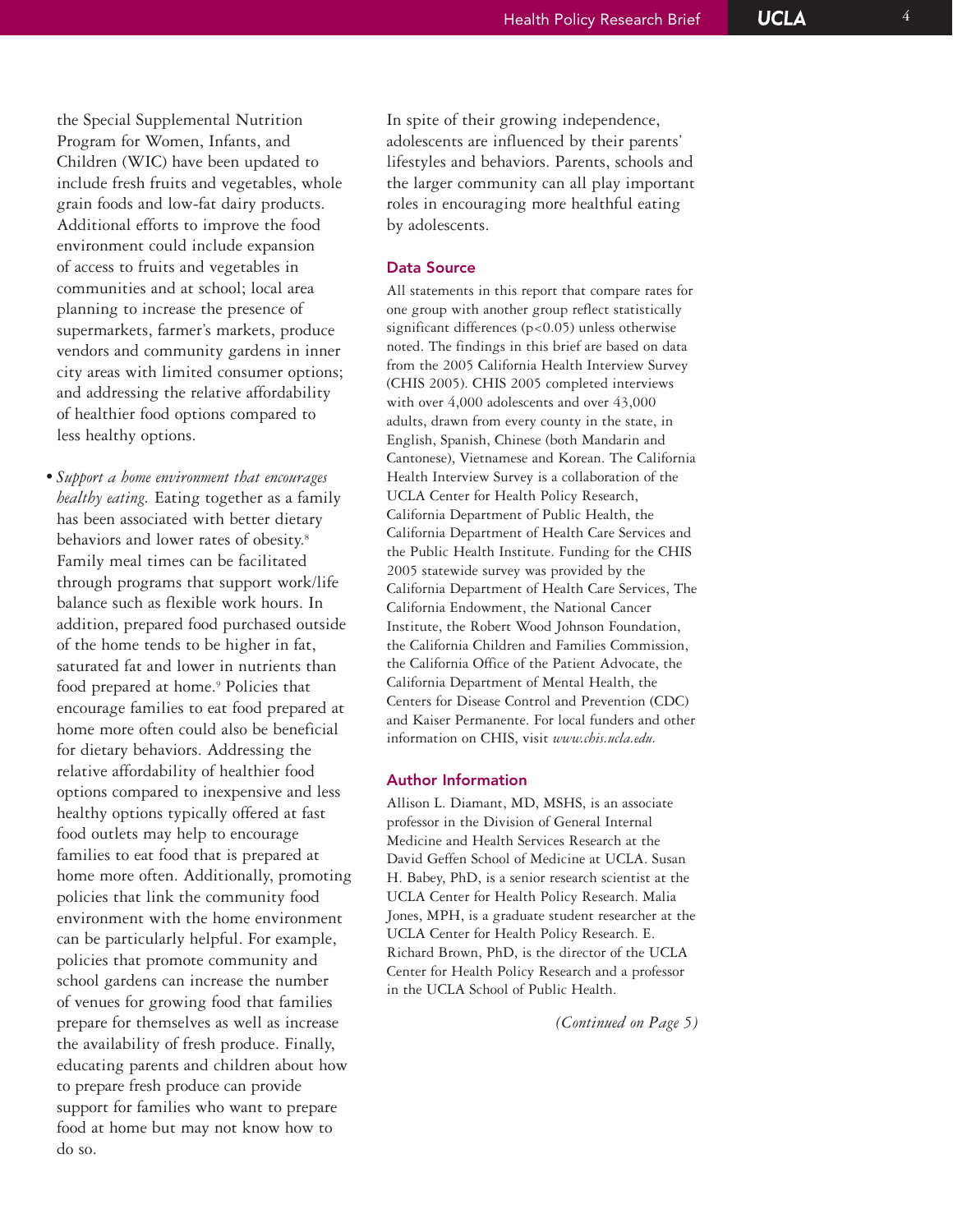the Special Supplemental Nutrition Program for Women, Infants, and Children (WIC) have been updated to include fresh fruits and vegetables, whole grain foods and low-fat dairy products. Additional efforts to improve the food environment could include expansion of access to fruits and vegetables in communities and at school; local area planning to increase the presence of supermarkets, farmer's markets, produce vendors and community gardens in inner city areas with limited consumer options; and addressing the relative affordability of healthier food options compared to less healthy options.

- *Support a home environment that encourages healthy eating.* Eating together as a family has been associated with better dietary behaviors and lower rates of obesity.[8] Family meal times can be facilitated through programs that support work/life balance such as flexible work hours. In addition, prepared food purchased outside of the home tends to be higher in fat, saturated fat and lower in nutrients than food prepared at home.[9] Policies that encourage families to eat food prepared at home more often could also be beneficial for dietary behaviors. Addressing the relative affordability of healthier food options compared to inexpensive and less healthy options typically offered at fast food outlets may help to encourage families to eat food that is prepared at home more often. Additionally, promoting policies that link the community food environment with the home environment can be particularly helpful. For example, policies that promote community and school gardens can increase the number of venues for growing food that families prepare for themselves as well as increase the availability of fresh produce. Finally, educating parents and children about how to prepare fresh produce can provide support for families who want to prepare food at home but may not know how to do so.

In spite of their growing independence, adolescents are influenced by their parents' lifestyles and behaviors. Parents, schools and the larger community can all play important roles in encouraging more healthful eating by adolescents.

## Data Source

All statements in this report that compare rates for one group with another group reflect statistically significant differences ($p<0.05$) unless otherwise noted. The findings in this brief are based on data from the 2005 California Health Interview Survey (CHIS 2005). CHIS 2005 completed interviews with over 4,000 adolescents and over 43,000 adults, drawn from every county in the state, in English, Spanish, Chinese (both Mandarin and Cantonese), Vietnamese and Korean. The California Health Interview Survey is a collaboration of the UCLA Center for Health Policy Research, California Department of Public Health, the California Department of Health Care Services and the Public Health Institute. Funding for the CHIS 2005 statewide survey was provided by the California Department of Health Care Services, The California Endowment, the National Cancer Institute, the Robert Wood Johnson Foundation, the California Children and Families Commission, the California Office of the Patient Advocate, the California Department of Mental Health, the Centers for Disease Control and Prevention (CDC) and Kaiser Permanente. For local funders and other information on CHIS, visit *www.chis.ucla.edu*.

## Author Information

Allison L. Diamant, MD, MSHS, is an associate professor in the Division of General Internal Medicine and Health Services Research at the David Geffen School of Medicine at UCLA. Susan H. Babey, PhD, is a senior research scientist at the UCLA Center for Health Policy Research. Malia Jones, MPH, is a graduate student researcher at the UCLA Center for Health Policy Research. E. Richard Brown, PhD, is the director of the UCLA Center for Health Policy Research and a professor in the UCLA School of Public Health.

*(Continued on Page 5)*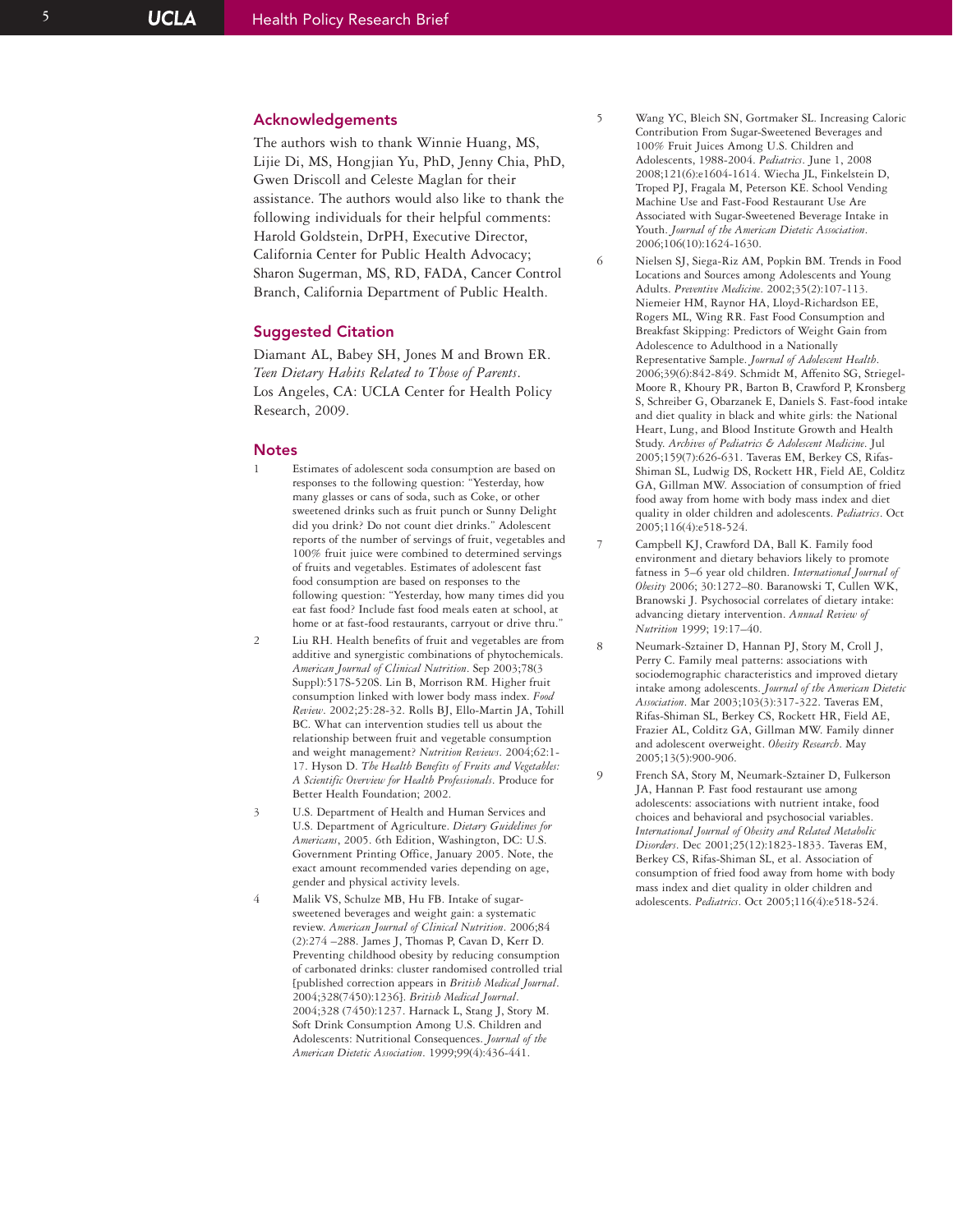## Acknowledgements

The authors wish to thank Winnie Huang, MS, Lijie Di, MS, Hongjian Yu, PhD, Jenny Chia, PhD, Gwen Driscoll and Celeste Maglan for their assistance. The authors would also like to thank the following individuals for their helpful comments: Harold Goldstein, DrPH, Executive Director, California Center for Public Health Advocacy; Sharon Sugerman, MS, RD, FADA, Cancer Control Branch, California Department of Public Health.

## Suggested Citation

Diamant AL, Babey SH, Jones M and Brown ER. *Teen Dietary Habits Related to Those of Parents*. Los Angeles, CA: UCLA Center for Health Policy Research, 2009.

## Notes

1. Estimates of adolescent soda consumption are based on responses to the following question: "Yesterday, how many glasses or cans of soda, such as Coke, or other sweetened drinks such as fruit punch or Sunny Delight did you drink? Do not count diet drinks." Adolescent reports of the number of servings of fruit, vegetables and 100% fruit juice were combined to determined servings of fruits and vegetables. Estimates of adolescent fast food consumption are based on responses to the following question: "Yesterday, how many times did you eat fast food? Include fast food meals eaten at school, at home or at fast-food restaurants, carryout or drive thru."

2. Liu RH. Health benefits of fruit and vegetables are from additive and synergistic combinations of phytochemicals. *American Journal of Clinical Nutrition*. Sep 2003;78(3 Suppl):517S-520S. Lin B, Morrison RM. Higher fruit consumption linked with lower body mass index. *Food Review*. 2002;25:28-32. Rolls BJ, Ello-Martin JA, Tohill BC. What can intervention studies tell us about the relationship between fruit and vegetable consumption and weight management? *Nutrition Reviews*. 2004;62:1-17. Hyson D. *The Health Benefits of Fruits and Vegetables: A Scientific Overview for Health Professionals*. Produce for Better Health Foundation; 2002.

3. U.S. Department of Health and Human Services and U.S. Department of Agriculture. *Dietary Guidelines for Americans*, 2005. 6th Edition, Washington, DC: U.S. Government Printing Office, January 2005. Note, the exact amount recommended varies depending on age, gender and physical activity levels.

4. Malik VS, Schulze MB, Hu FB. Intake of sugar-sweetened beverages and weight gain: a systematic review. *American Journal of Clinical Nutrition*. 2006;84 (2):274 –288. James J, Thomas P, Cavan D, Kerr D. Preventing childhood obesity by reducing consumption of carbonated drinks: cluster randomised controlled trial [published correction appears in *British Medical Journal*. 2004;328(7450):1236]. *British Medical Journal*. 2004;328 (7450):1237. Harnack L, Stang J, Story M. Soft Drink Consumption Among U.S. Children and Adolescents: Nutritional Consequences. *Journal of the American Dietetic Association*. 1999;99(4):436-441.

5. Wang YC, Bleich SN, Gortmaker SL. Increasing Caloric Contribution From Sugar-Sweetened Beverages and 100% Fruit Juices Among U.S. Children and Adolescents, 1988-2004. *Pediatrics*. June 1, 2008 2008;121(6):e1604-1614. Wiecha JL, Finkelstein D, Troped PJ, Fragala M, Peterson KE. School Vending Machine Use and Fast-Food Restaurant Use Are Associated with Sugar-Sweetened Beverage Intake in Youth. *Journal of the American Dietetic Association*. 2006;106(10):1624-1630.

6. Nielsen SJ, Siega-Riz AM, Popkin BM. Trends in Food Locations and Sources among Adolescents and Young Adults. *Preventive Medicine*. 2002;35(2):107-113. Niemeier HM, Raynor HA, Lloyd-Richardson EE, Rogers ML, Wing RR. Fast Food Consumption and Breakfast Skipping: Predictors of Weight Gain from Adolescence to Adulthood in a Nationally Representative Sample. *Journal of Adolescent Health*. 2006;39(6):842-849. Schmidt M, Affenito SG, Striegel-Moore R, Khoury PR, Barton B, Crawford P, Kronsberg S, Schreiber G, Obarzanek E, Daniels S. Fast-food intake and diet quality in black and white girls: the National Heart, Lung, and Blood Institute Growth and Health Study. *Archives of Pediatrics & Adolescent Medicine*. Jul 2005;159(7):626-631. Taveras EM, Berkey CS, Rifas-Shiman SL, Ludwig DS, Rockett HR, Field AE, Colditz GA, Gillman MW. Association of consumption of fried food away from home with body mass index and diet quality in older children and adolescents. *Pediatrics*. Oct 2005;116(4):e518-524.

7. Campbell KJ, Crawford DA, Ball K. Family food environment and dietary behaviors likely to promote fatness in 5–6 year old children. *International Journal of Obesity* 2006; 30:1272–80. Baranowski T, Cullen WK, Branowski J. Psychosocial correlates of dietary intake: advancing dietary intervention. *Annual Review of Nutrition* 1999; 19:17–40.

8. Neumark-Sztainer D, Hannan PJ, Story M, Croll J, Perry C. Family meal patterns: associations with sociodemographic characteristics and improved dietary intake among adolescents. *Journal of the American Dietetic Association*. Mar 2003;103(3):317-322. Taveras EM, Rifas-Shiman SL, Berkey CS, Rockett HR, Field AE, Frazier AL, Colditz GA, Gillman MW. Family dinner and adolescent overweight. *Obesity Research*. May 2005;13(5):900-906.

9. French SA, Story M, Neumark-Sztainer D, Fulkerson JA, Hannan P. Fast food restaurant use among adolescents: associations with nutrient intake, food choices and behavioral and psychosocial variables. *International Journal of Obesity and Related Metabolic Disorders*. Dec 2001;25(12):1823-1833. Taveras EM, Berkey CS, Rifas-Shiman SL, et al. Association of consumption of fried food away from home with body mass index and diet quality in older children and adolescents. *Pediatrics*. Oct 2005;116(4):e518-524.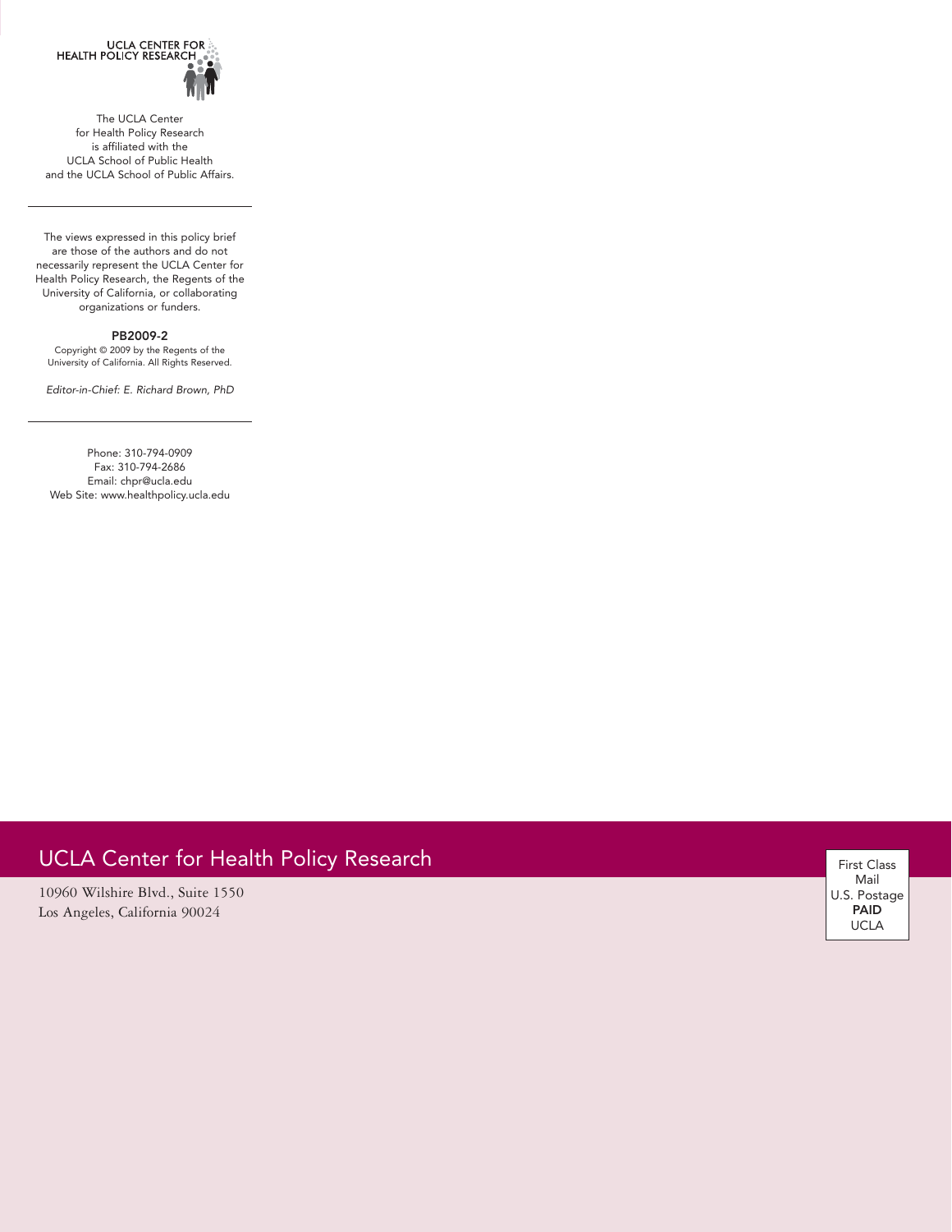UCLA CENTER FOR
HEALTH POLICY RESEARCH

The UCLA Center for Health Policy Research is affiliated with the UCLA School of Public Health and the UCLA School of Public Affairs.

---

The views expressed in this policy brief are those of the authors and do not necessarily represent the UCLA Center for Health Policy Research, the Regents of the University of California, or collaborating organizations or funders.

**PB2009-2**

Copyright © 2009 by the Regents of the University of California. All Rights Reserved.

*Editor-in-Chief: E. Richard Brown, PhD*

---

Phone: 310-794-0909
Fax: 310-794-2686
Email: chpr@ucla.edu
Web Site: www.healthpolicy.ucla.edu

## UCLA Center for Health Policy Research

10960 Wilshire Blvd., Suite 1550
Los Angeles, California 90024

First Class Mail
U.S. Postage
**PAID**
UCLA